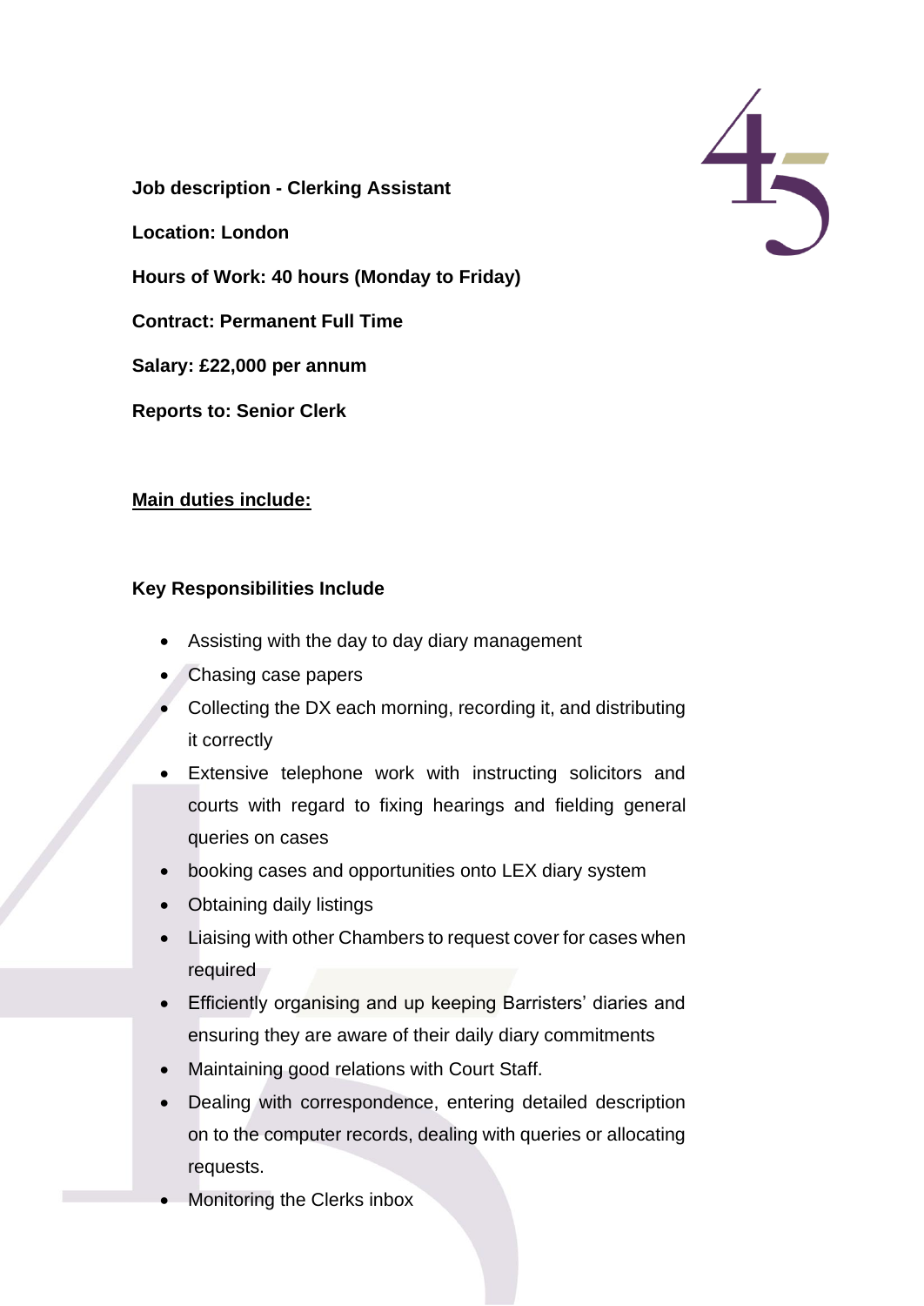**Job description - Clerking Assistant**

**Location: London**

**Hours of Work: 40 hours (Monday to Friday)**

**Contract: Permanent Full Time**

**Salary: £22,000 per annum**

**Reports to: Senior Clerk**

**<u>Main duties include:</u>**

**Key Responsibilities Include**

- Assisting with the day to day diary management
- Chasing case papers
- Collecting the DX each morning, recording it, and distributing it correctly
- Extensive telephone work with instructing solicitors and courts with regard to fixing hearings and fielding general queries on cases
- booking cases and opportunities onto LEX diary system
- Obtaining daily listings
- Liaising with other Chambers to request cover for cases when required
- Efficiently organising and up keeping Barristers' diaries and ensuring they are aware of their daily diary commitments
- Maintaining good relations with Court Staff.
- Dealing with correspondence, entering detailed description on to the computer records, dealing with queries or allocating requests.
- Monitoring the Clerks inbox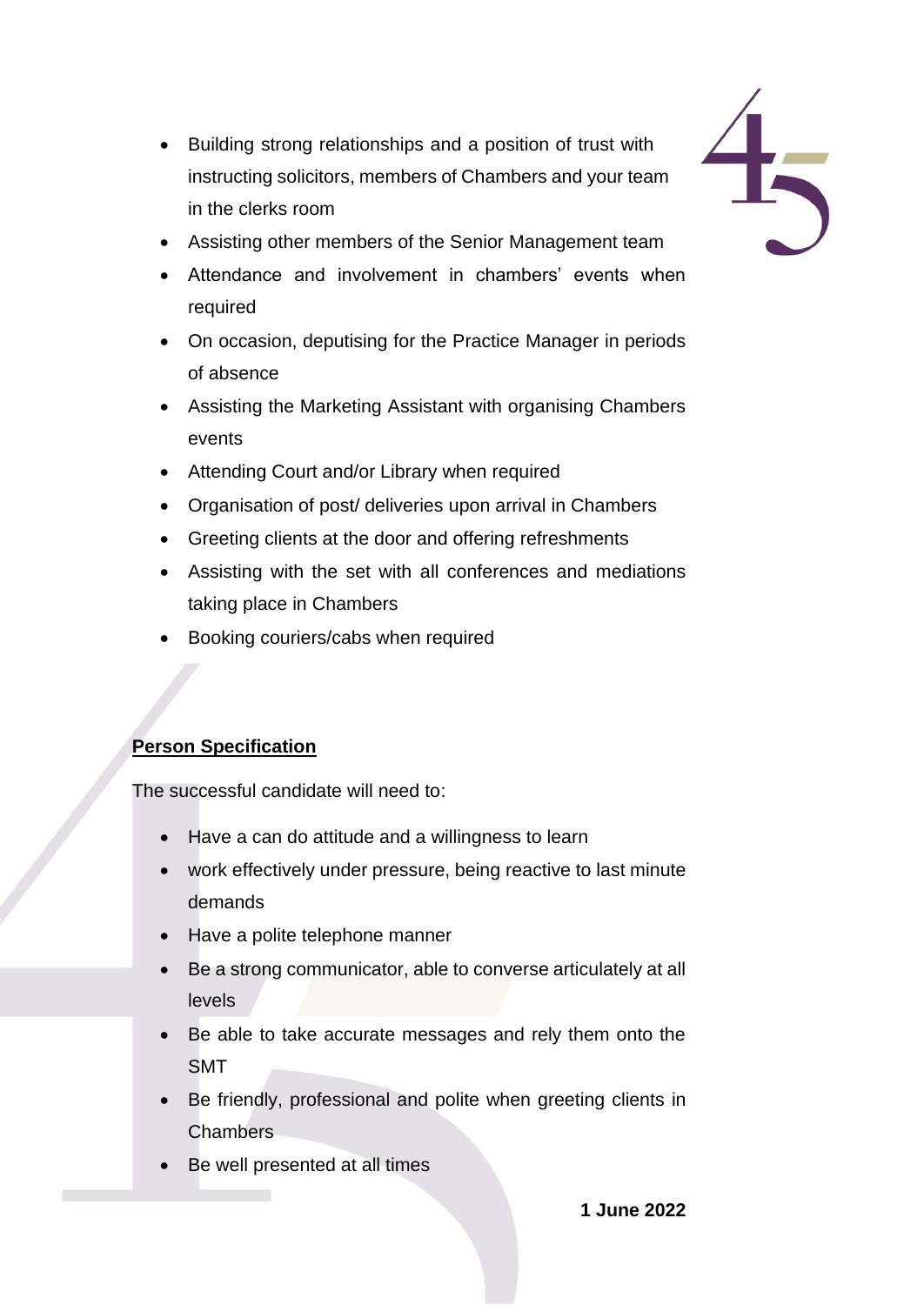- Building strong relationships and a position of trust with instructing solicitors, members of Chambers and your team in the clerks room
- Assisting other members of the Senior Management team
- Attendance and involvement in chambers' events when required
- On occasion, deputising for the Practice Manager in periods of absence
- Assisting the Marketing Assistant with organising Chambers events
- Attending Court and/or Library when required
- Organisation of post/ deliveries upon arrival in Chambers
- Greeting clients at the door and offering refreshments
- Assisting with the set with all conferences and mediations taking place in Chambers
- Booking couriers/cabs when required

**Person Specification**

The successful candidate will need to:

- Have a can do attitude and a willingness to learn
- work effectively under pressure, being reactive to last minute demands
- Have a polite telephone manner
- Be a strong communicator, able to converse articulately at all levels
- Be able to take accurate messages and rely them onto the SMT
- Be friendly, professional and polite when greeting clients in Chambers
- Be well presented at all times

**1 June 2022**